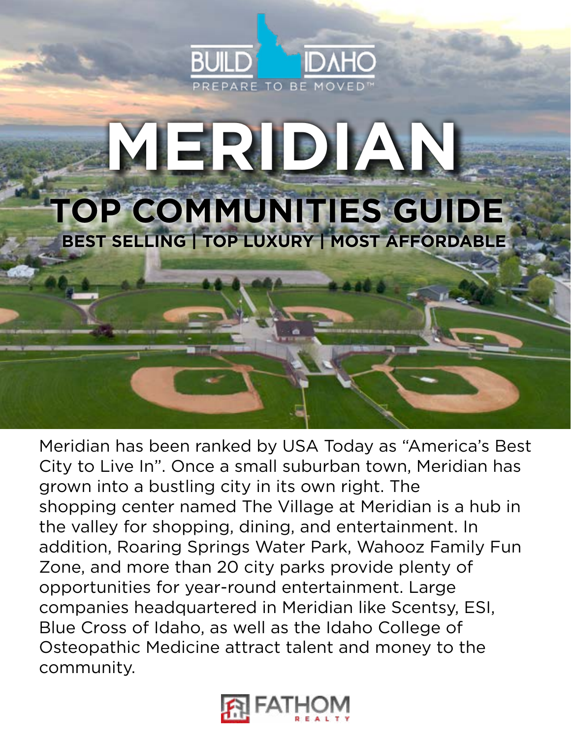BUILD IDAHO

PREPARE TO BE MOVED™

# MERIDIAN

## TOP COMMUNITIES GUIDE

**BEST SELLING | TOP LUXURY | MOST AFFORDABLE**

Meridian has been ranked by USA Today as "America's Best City to Live In". Once a small suburban town, Meridian has grown into a bustling city in its own right. The shopping center named The Village at Meridian is a hub in the valley for shopping, dining, and entertainment. In addition, Roaring Springs Water Park, Wahooz Family Fun Zone, and more than 20 city parks provide plenty of opportunities for year-round entertainment. Large companies headquartered in Meridian like Scentsy, ESI, Blue Cross of Idaho, as well as the Idaho College of Osteopathic Medicine attract talent and money to the community.

FATHOM REALTY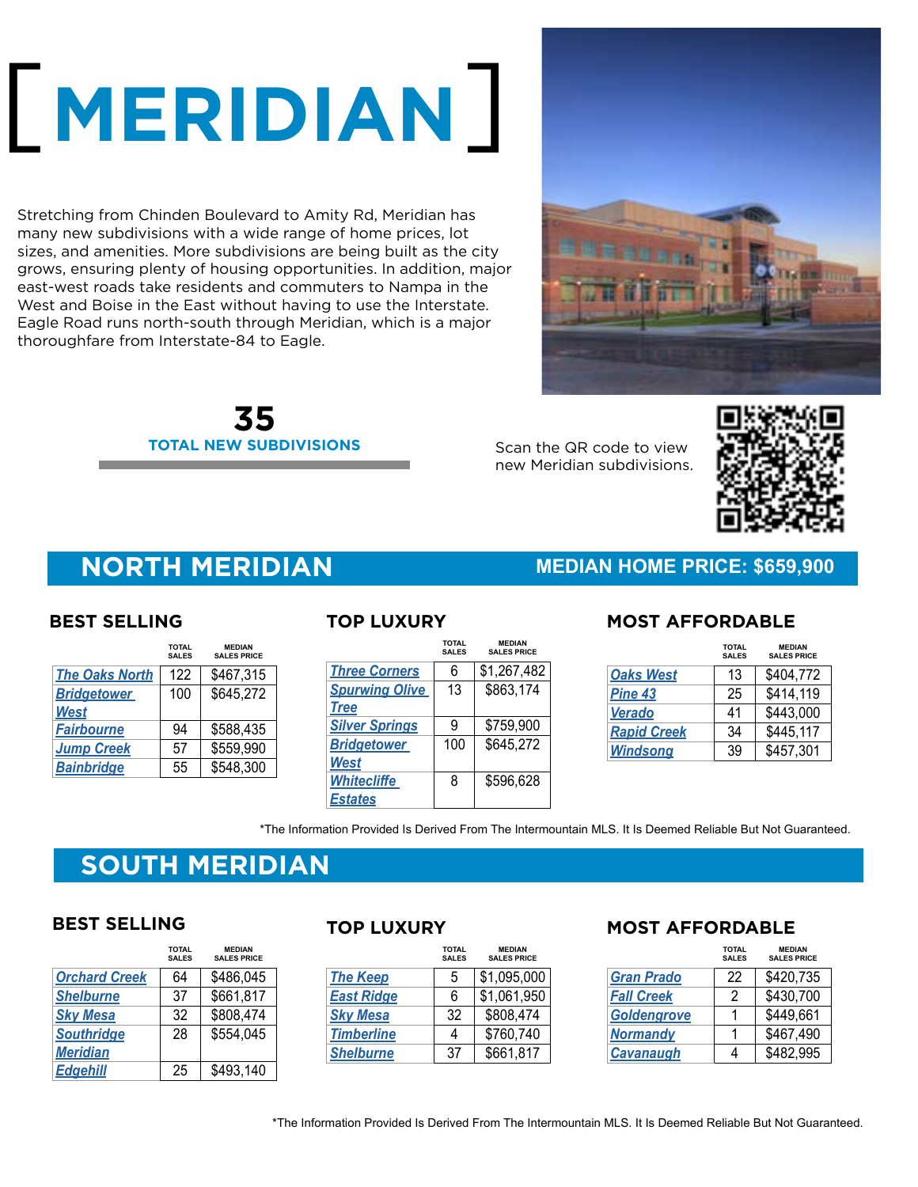# [ MERIDIAN ]

Stretching from Chinden Boulevard to Amity Rd, Meridian has many new subdivisions with a wide range of home prices, lot sizes, and amenities. More subdivisions are being built as the city grows, ensuring plenty of housing opportunities. In addition, major east-west roads take residents and commuters to Nampa in the West and Boise in the East without having to use the Interstate. Eagle Road runs north-south through Meridian, which is a major thoroughfare from Interstate-84 to Eagle.

**35**
**TOTAL NEW SUBDIVISIONS**

Scan the QR code to view new Meridian subdivisions.

## NORTH MERIDIAN

**MEDIAN HOME PRICE: $659,900**

### BEST SELLING

| | TOTAL SALES | MEDIAN SALES PRICE |
|---|---|---|
| The Oaks North | 122 | $467,315 |
| Bridgetower West | 100 | $645,272 |
| Fairbourne | 94 | $588,435 |
| Jump Creek | 57 | $559,990 |
| Bainbridge | 55 | $548,300 |

### TOP LUXURY

| | TOTAL SALES | MEDIAN SALES PRICE |
|---|---|---|
| Three Corners | 6 | $1,267,482 |
| Spurwing Olive Tree | 13 | $863,174 |
| Silver Springs | 9 | $759,900 |
| Bridgetower West | 100 | $645,272 |
| Whitecliffe Estates | 8 | $596,628 |

### MOST AFFORDABLE

| | TOTAL SALES | MEDIAN SALES PRICE |
|---|---|---|
| Oaks West | 13 | $404,772 |
| Pine 43 | 25 | $414,119 |
| Verado | 41 | $443,000 |
| Rapid Creek | 34 | $445,117 |
| Windsong | 39 | $457,301 |

*The Information Provided Is Derived From The Intermountain MLS. It Is Deemed Reliable But Not Guaranteed.

## SOUTH MERIDIAN

### BEST SELLING

| | TOTAL SALES | MEDIAN SALES PRICE |
|---|---|---|
| Orchard Creek | 64 | $486,045 |
| Shelburne | 37 | $661,817 |
| Sky Mesa | 32 | $808,474 |
| Southridge Meridian | 28 | $554,045 |
| Edgehill | 25 | $493,140 |

### TOP LUXURY

| | TOTAL SALES | MEDIAN SALES PRICE |
|---|---|---|
| The Keep | 5 | $1,095,000 |
| East Ridge | 6 | $1,061,950 |
| Sky Mesa | 32 | $808,474 |
| Timberline | 4 | $760,740 |
| Shelburne | 37 | $661,817 |

### MOST AFFORDABLE

| | TOTAL SALES | MEDIAN SALES PRICE |
|---|---|---|
| Gran Prado | 22 | $420,735 |
| Fall Creek | 2 | $430,700 |
| Goldengrove | 1 | $449,661 |
| Normandy | 1 | $467,490 |
| Cavanaugh | 4 | $482,995 |

*The Information Provided Is Derived From The Intermountain MLS. It Is Deemed Reliable But Not Guaranteed.